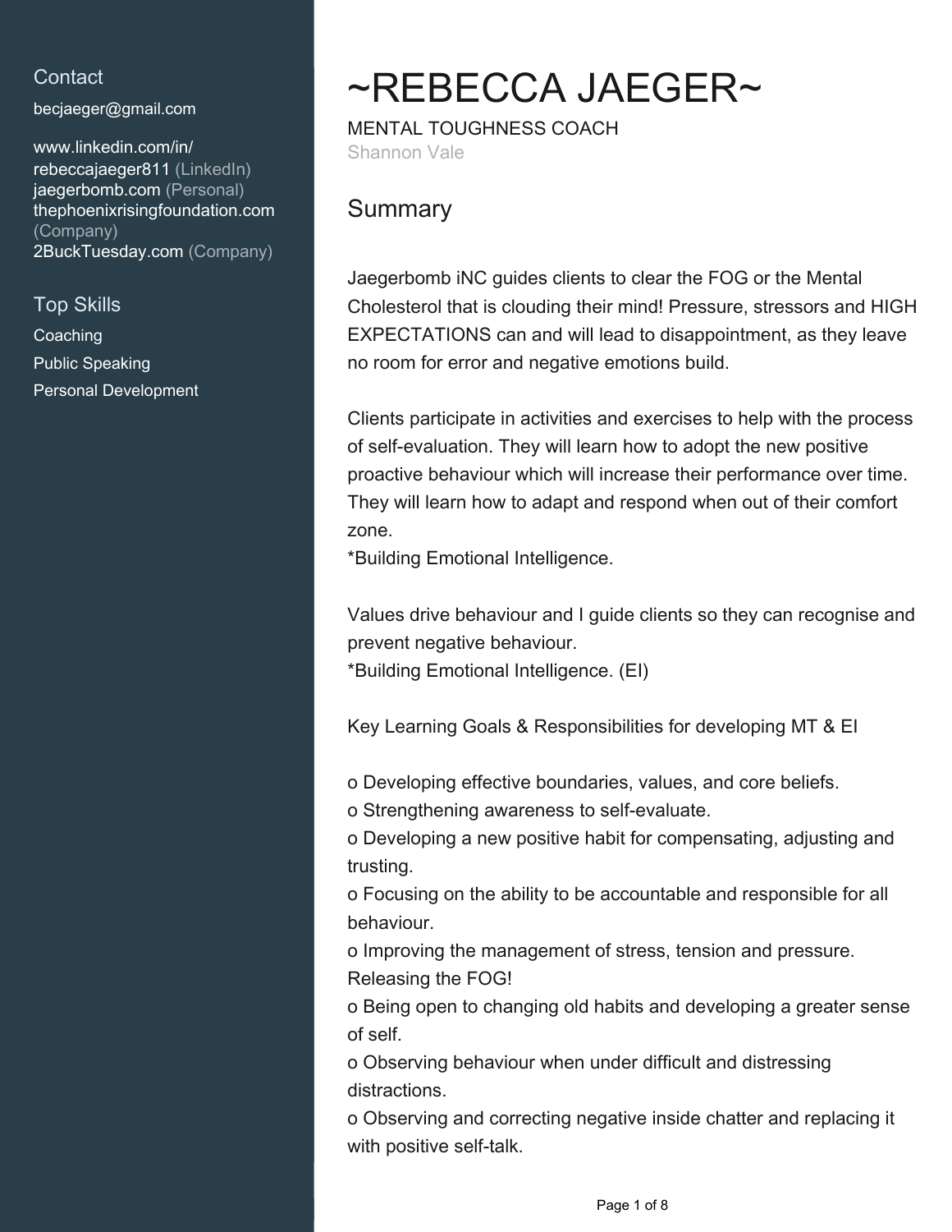## Contact

becjaeger@gmail.com

www.linkedin.com/in/rebeccajaeger811 (LinkedIn)
jaegerbomb.com (Personal)
thephoenixrisingfoundation.com (Company)
2BuckTuesday.com (Company)

## Top Skills

Coaching
Public Speaking
Personal Development

# ~REBECCA JAEGER~

MENTAL TOUGHNESS COACH
Shannon Vale

## Summary

Jaegerbomb iNC guides clients to clear the FOG or the Mental Cholesterol that is clouding their mind! Pressure, stressors and HIGH EXPECTATIONS can and will lead to disappointment, as they leave no room for error and negative emotions build.

Clients participate in activities and exercises to help with the process of self-evaluation. They will learn how to adopt the new positive proactive behaviour which will increase their performance over time. They will learn how to adapt and respond when out of their comfort zone.
*Building Emotional Intelligence.

Values drive behaviour and I guide clients so they can recognise and prevent negative behaviour.
*Building Emotional Intelligence. (EI)

Key Learning Goals & Responsibilities for developing MT & EI

o Developing effective boundaries, values, and core beliefs.
o Strengthening awareness to self-evaluate.
o Developing a new positive habit for compensating, adjusting and trusting.
o Focusing on the ability to be accountable and responsible for all behaviour.
o Improving the management of stress, tension and pressure. Releasing the FOG!
o Being open to changing old habits and developing a greater sense of self.
o Observing behaviour when under difficult and distressing distractions.
o Observing and correcting negative inside chatter and replacing it with positive self-talk.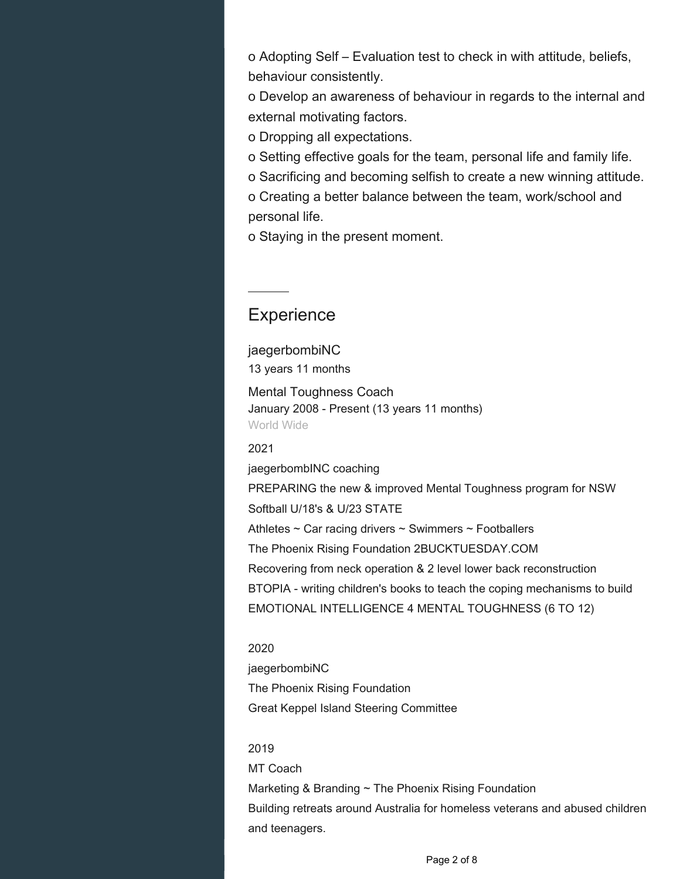o Adopting Self – Evaluation test to check in with attitude, beliefs, behaviour consistently.
o Develop an awareness of behaviour in regards to the internal and external motivating factors.
o Dropping all expectations.
o Setting effective goals for the team, personal life and family life.
o Sacrificing and becoming selfish to create a new winning attitude.
o Creating a better balance between the team, work/school and personal life.
o Staying in the present moment.

## Experience

jaegerbombiNC
13 years 11 months

Mental Toughness Coach
January 2008 - Present (13 years 11 months)
World Wide

2021
jaegerbombINC coaching
PREPARING the new & improved Mental Toughness program for NSW Softball U/18's & U/23 STATE
Athletes ~ Car racing drivers ~ Swimmers ~ Footballers
The Phoenix Rising Foundation 2BUCKTUESDAY.COM
Recovering from neck operation & 2 level lower back reconstruction
BTOPIA - writing children's books to teach the coping mechanisms to build EMOTIONAL INTELLIGENCE 4 MENTAL TOUGHNESS (6 TO 12)

2020
jaegerbombiNC
The Phoenix Rising Foundation
Great Keppel Island Steering Committee

2019
MT Coach
Marketing & Branding ~ The Phoenix Rising Foundation
Building retreats around Australia for homeless veterans and abused children and teenagers.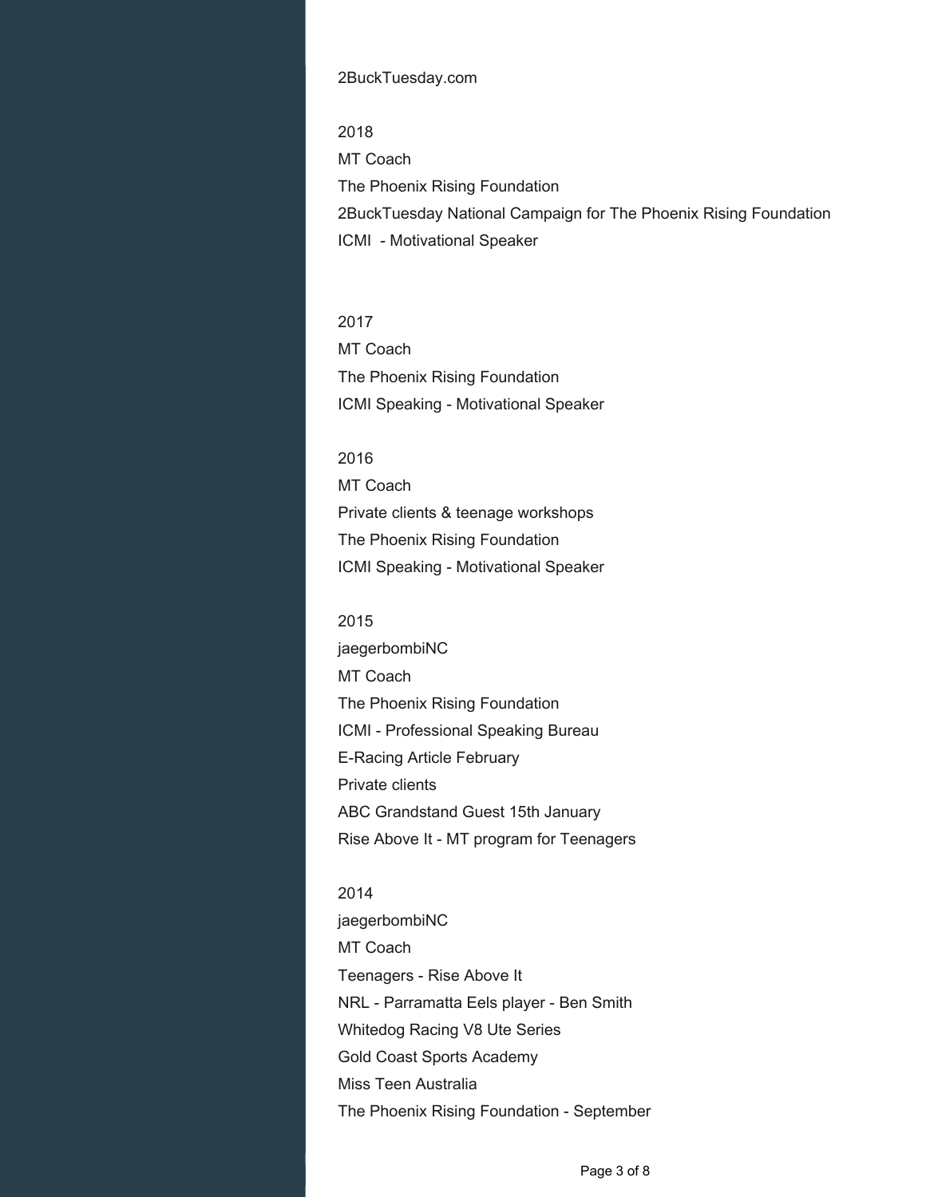2BuckTuesday.com

2018

MT Coach

The Phoenix Rising Foundation

2BuckTuesday National Campaign for The Phoenix Rising Foundation

ICMI  - Motivational Speaker

2017

MT Coach

The Phoenix Rising Foundation

ICMI Speaking - Motivational Speaker

2016

MT Coach

Private clients & teenage workshops

The Phoenix Rising Foundation

ICMI Speaking - Motivational Speaker

2015

jaegerbombiNC

MT Coach

The Phoenix Rising Foundation

ICMI - Professional Speaking Bureau

E-Racing Article February

Private clients

ABC Grandstand Guest 15th January

Rise Above It - MT program for Teenagers

2014

jaegerbombiNC

MT Coach

Teenagers - Rise Above It

NRL - Parramatta Eels player - Ben Smith

Whitedog Racing V8 Ute Series

Gold Coast Sports Academy

Miss Teen Australia

The Phoenix Rising Foundation - September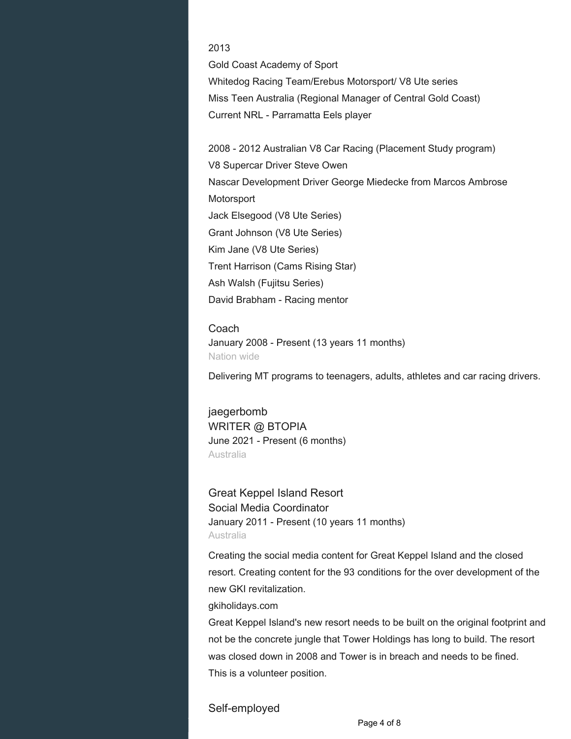2013

Gold Coast Academy of Sport

Whitedog Racing Team/Erebus Motorsport/ V8 Ute series

Miss Teen Australia (Regional Manager of Central Gold Coast)

Current NRL - Parramatta Eels player

2008 - 2012 Australian V8 Car Racing (Placement Study program)

V8 Supercar Driver Steve Owen

Nascar Development Driver George Miedecke from Marcos Ambrose Motorsport

Jack Elsegood (V8 Ute Series)

Grant Johnson (V8 Ute Series)

Kim Jane (V8 Ute Series)

Trent Harrison (Cams Rising Star)

Ash Walsh (Fujitsu Series)

David Brabham - Racing mentor

Coach
January 2008 - Present (13 years 11 months)
Nation wide

Delivering MT programs to teenagers, adults, athletes and car racing drivers.

### jaegerbomb
WRITER @ BTOPIA
June 2021 - Present (6 months)
Australia

### Great Keppel Island Resort
Social Media Coordinator
January 2011 - Present (10 years 11 months)
Australia

Creating the social media content for Great Keppel Island and the closed resort. Creating content for the 93 conditions for the over development of the new GKI revitalization.

gkiholidays.com

Great Keppel Island's new resort needs to be built on the original footprint and not be the concrete jungle that Tower Holdings has long to build. The resort was closed down in 2008 and Tower is in breach and needs to be fined.

This is a volunteer position.

### Self-employed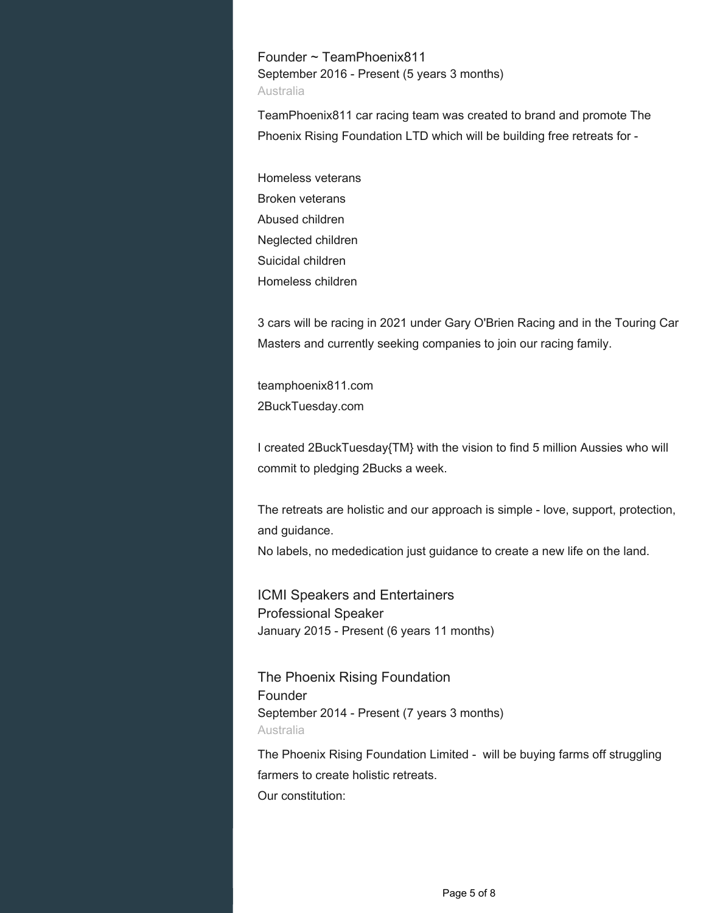### Founder ~ TeamPhoenix811

September 2016 - Present (5 years 3 months)

Australia

TeamPhoenix811 car racing team was created to brand and promote The Phoenix Rising Foundation LTD which will be building free retreats for -

Homeless veterans
Broken veterans
Abused children
Neglected children
Suicidal children
Homeless children

3 cars will be racing in 2021 under Gary O'Brien Racing and in the Touring Car Masters and currently seeking companies to join our racing family.

teamphoenix811.com
2BuckTuesday.com

I created 2BuckTuesday{TM} with the vision to find 5 million Aussies who will commit to pledging 2Bucks a week.

The retreats are holistic and our approach is simple - love, support, protection, and guidance.
No labels, no mededication just guidance to create a new life on the land.

## ICMI Speakers and Entertainers

### Professional Speaker

January 2015 - Present (6 years 11 months)

## The Phoenix Rising Foundation

### Founder

September 2014 - Present (7 years 3 months)

Australia

The Phoenix Rising Foundation Limited - will be buying farms off struggling farmers to create holistic retreats.
Our constitution: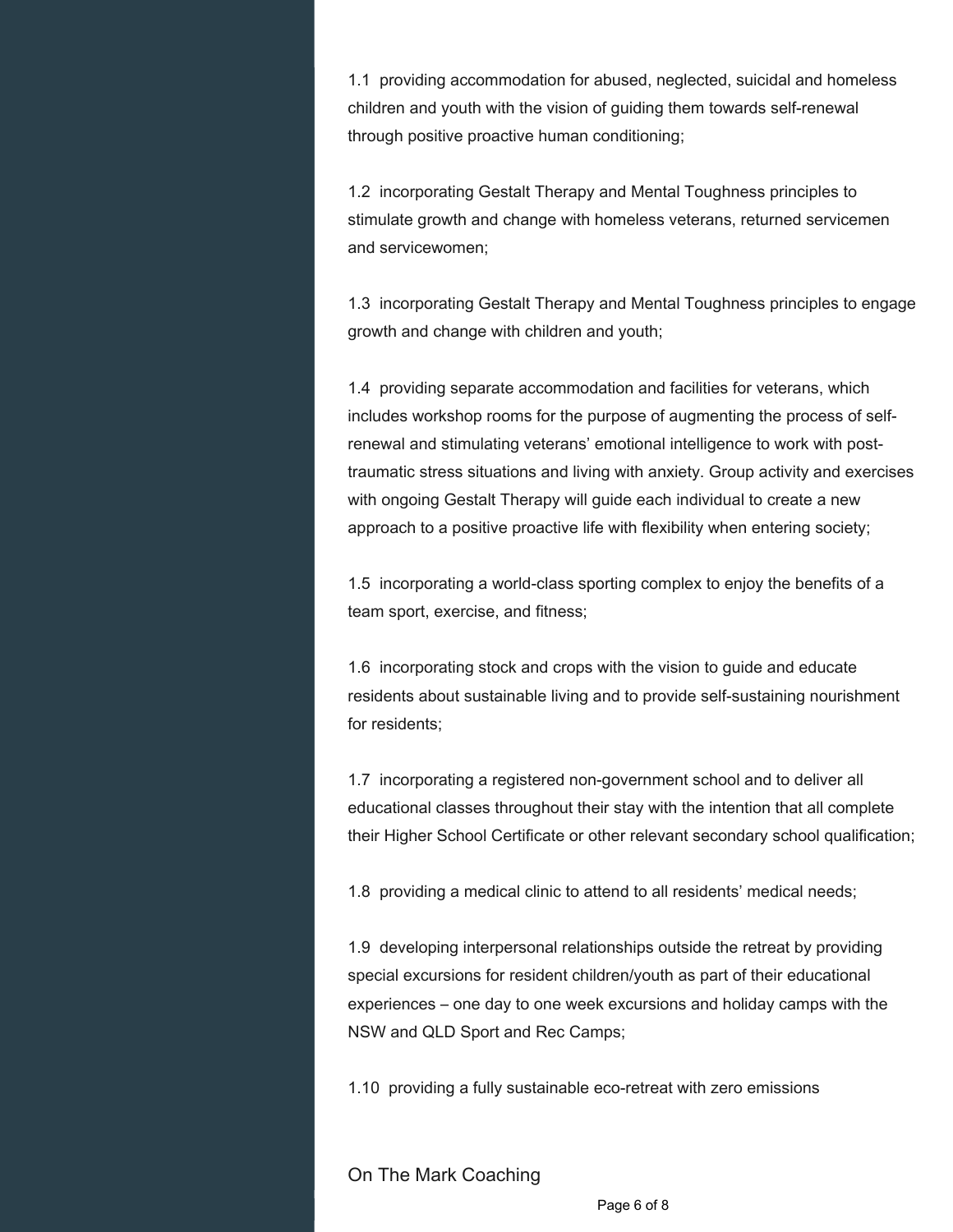1.1 providing accommodation for abused, neglected, suicidal and homeless children and youth with the vision of guiding them towards self-renewal through positive proactive human conditioning;

1.2 incorporating Gestalt Therapy and Mental Toughness principles to stimulate growth and change with homeless veterans, returned servicemen and servicewomen;

1.3 incorporating Gestalt Therapy and Mental Toughness principles to engage growth and change with children and youth;

1.4 providing separate accommodation and facilities for veterans, which includes workshop rooms for the purpose of augmenting the process of self-renewal and stimulating veterans' emotional intelligence to work with post-traumatic stress situations and living with anxiety. Group activity and exercises with ongoing Gestalt Therapy will guide each individual to create a new approach to a positive proactive life with flexibility when entering society;

1.5 incorporating a world-class sporting complex to enjoy the benefits of a team sport, exercise, and fitness;

1.6 incorporating stock and crops with the vision to guide and educate residents about sustainable living and to provide self-sustaining nourishment for residents;

1.7 incorporating a registered non-government school and to deliver all educational classes throughout their stay with the intention that all complete their Higher School Certificate or other relevant secondary school qualification;

1.8 providing a medical clinic to attend to all residents' medical needs;

1.9 developing interpersonal relationships outside the retreat by providing special excursions for resident children/youth as part of their educational experiences – one day to one week excursions and holiday camps with the NSW and QLD Sport and Rec Camps;

1.10 providing a fully sustainable eco-retreat with zero emissions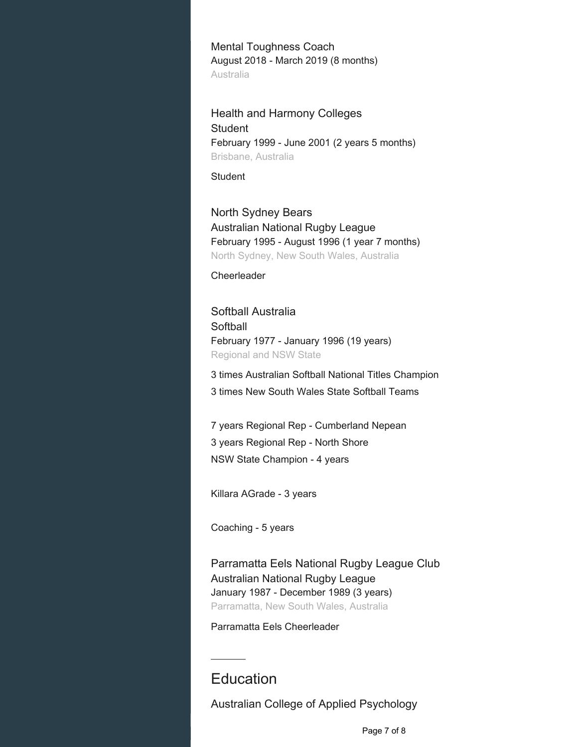Mental Toughness Coach
August 2018 - March 2019 (8 months)
Australia

Health and Harmony Colleges
Student
February 1999 - June 2001 (2 years 5 months)
Brisbane, Australia

Student

North Sydney Bears
Australian National Rugby League
February 1995 - August 1996 (1 year 7 months)
North Sydney, New South Wales, Australia

Cheerleader

Softball Australia
Softball
February 1977 - January 1996 (19 years)
Regional and NSW State

3 times Australian Softball National Titles Champion
3 times New South Wales State Softball Teams

7 years Regional Rep - Cumberland Nepean
3 years Regional Rep - North Shore
NSW State Champion - 4 years

Killara AGrade - 3 years

Coaching - 5 years

Parramatta Eels National Rugby League Club
Australian National Rugby League
January 1987 - December 1989 (3 years)
Parramatta, New South Wales, Australia

Parramatta Eels Cheerleader

## Education

Australian College of Applied Psychology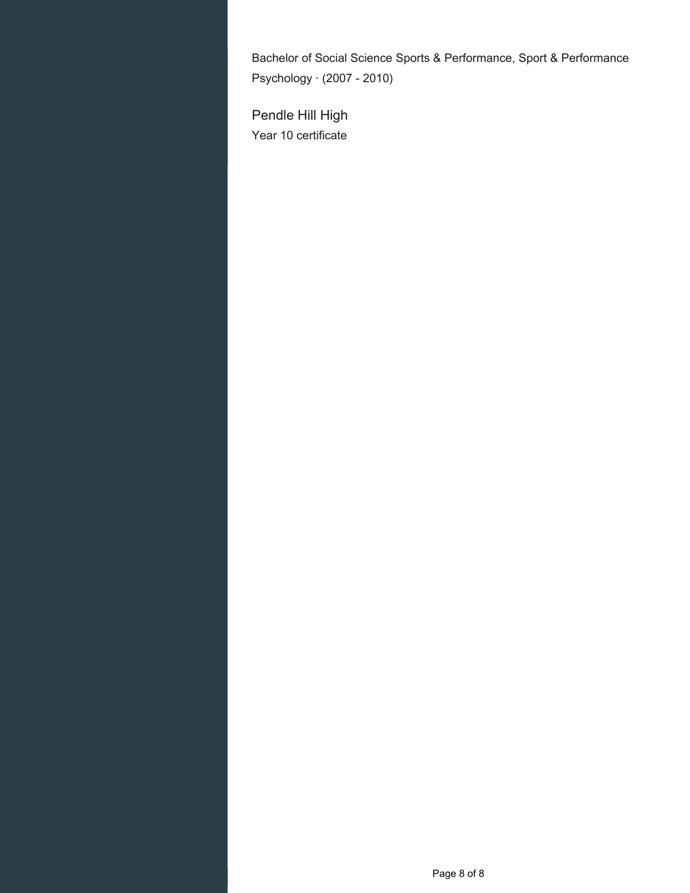Bachelor of Social Science Sports & Performance, Sport & Performance Psychology · (2007 - 2010)

### Pendle Hill High

Year 10 certificate